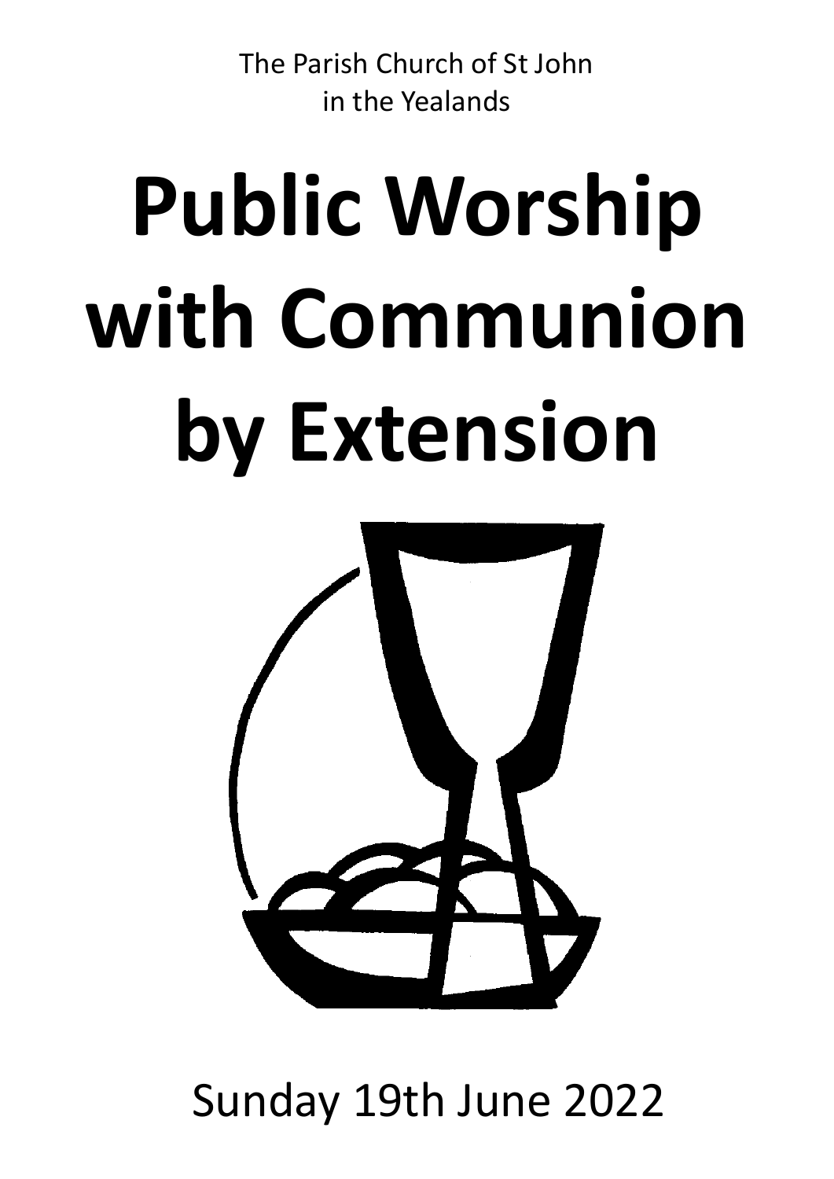The Parish Church of St John
in the Yealands

# Public Worship with Communion by Extension

Sunday 19th June 2022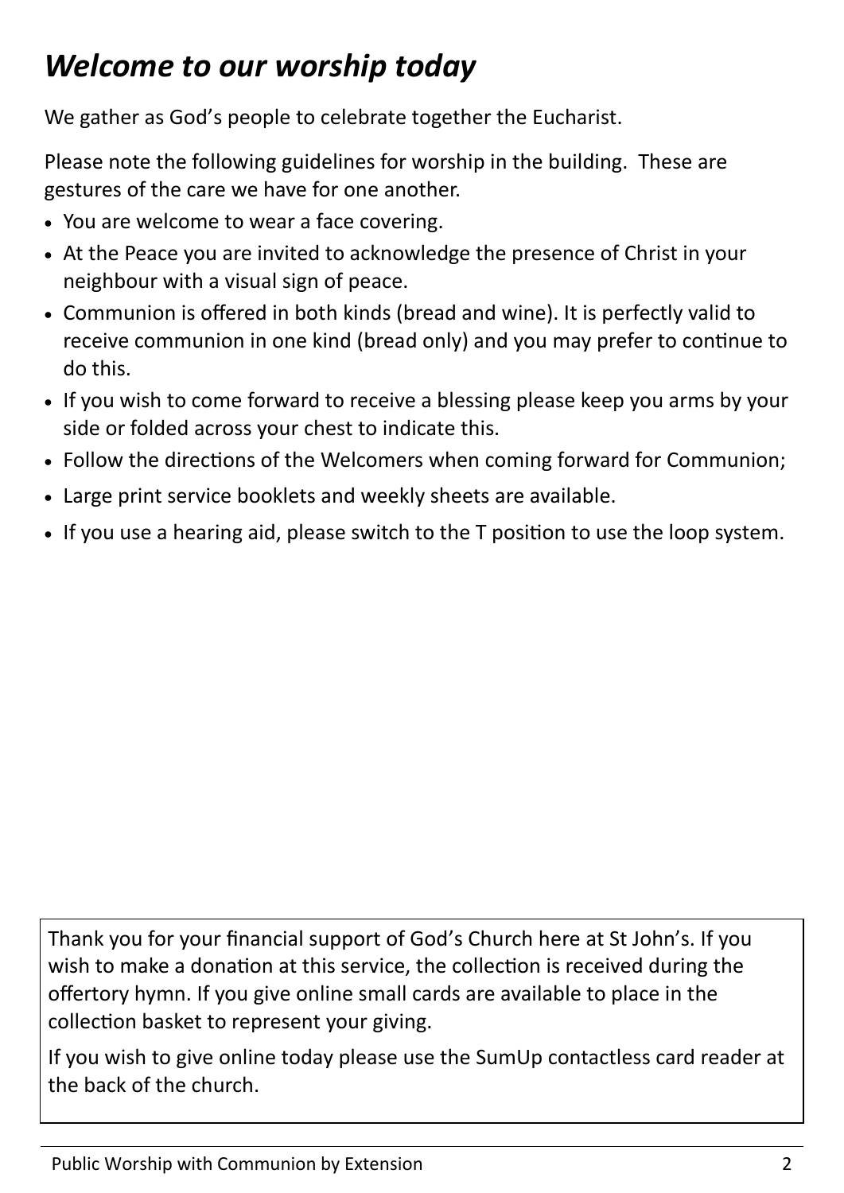## *Welcome to our worship today*

We gather as God's people to celebrate together the Eucharist.

Please note the following guidelines for worship in the building. These are gestures of the care we have for one another.

- You are welcome to wear a face covering.
- At the Peace you are invited to acknowledge the presence of Christ in your neighbour with a visual sign of peace.
- Communion is offered in both kinds (bread and wine). It is perfectly valid to receive communion in one kind (bread only) and you may prefer to continue to do this.
- If you wish to come forward to receive a blessing please keep you arms by your side or folded across your chest to indicate this.
- Follow the directions of the Welcomers when coming forward for Communion;
- Large print service booklets and weekly sheets are available.
- If you use a hearing aid, please switch to the T position to use the loop system.

Thank you for your financial support of God's Church here at St John's. If you wish to make a donation at this service, the collection is received during the offertory hymn. If you give online small cards are available to place in the collection basket to represent your giving.

If you wish to give online today please use the SumUp contactless card reader at the back of the church.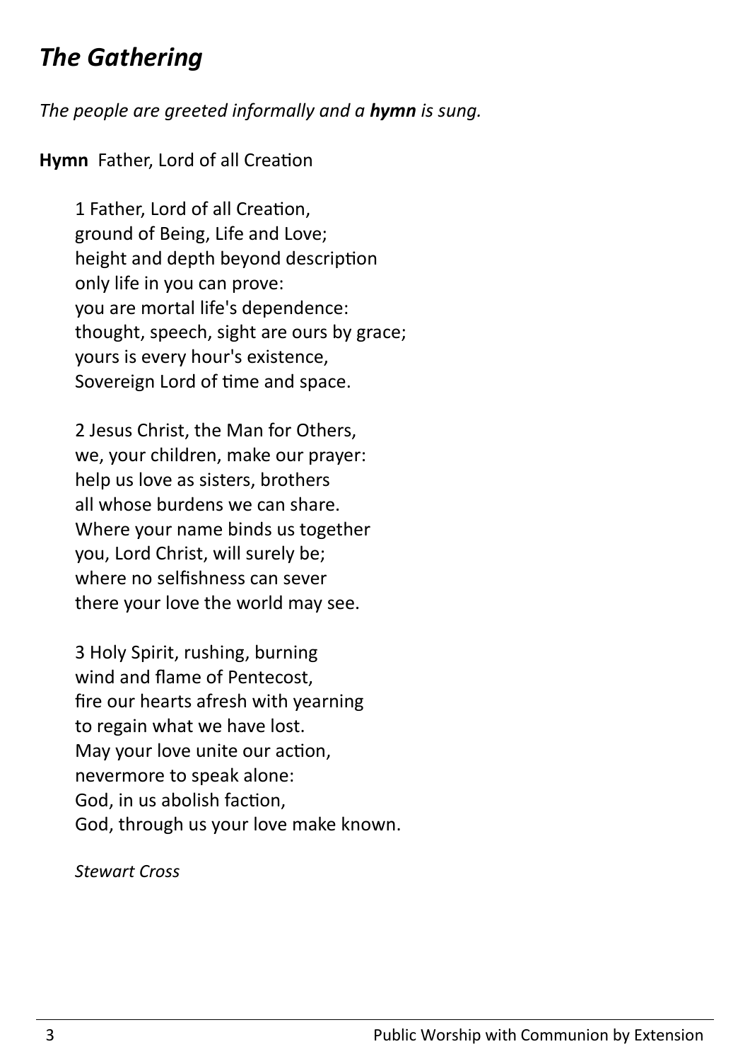## *The Gathering*

*The people are greeted informally and a **hymn** is sung.*

**Hymn** Father, Lord of all Creation

1 Father, Lord of all Creation,  
ground of Being, Life and Love;  
height and depth beyond description  
only life in you can prove:  
you are mortal life's dependence:  
thought, speech, sight are ours by grace;  
yours is every hour's existence,  
Sovereign Lord of time and space.

2 Jesus Christ, the Man for Others,  
we, your children, make our prayer:  
help us love as sisters, brothers  
all whose burdens we can share.  
Where your name binds us together  
you, Lord Christ, will surely be;  
where no selfishness can sever  
there your love the world may see.

3 Holy Spirit, rushing, burning  
wind and flame of Pentecost,  
fire our hearts afresh with yearning  
to regain what we have lost.  
May your love unite our action,  
nevermore to speak alone:  
God, in us abolish faction,  
God, through us your love make known.

*Stewart Cross*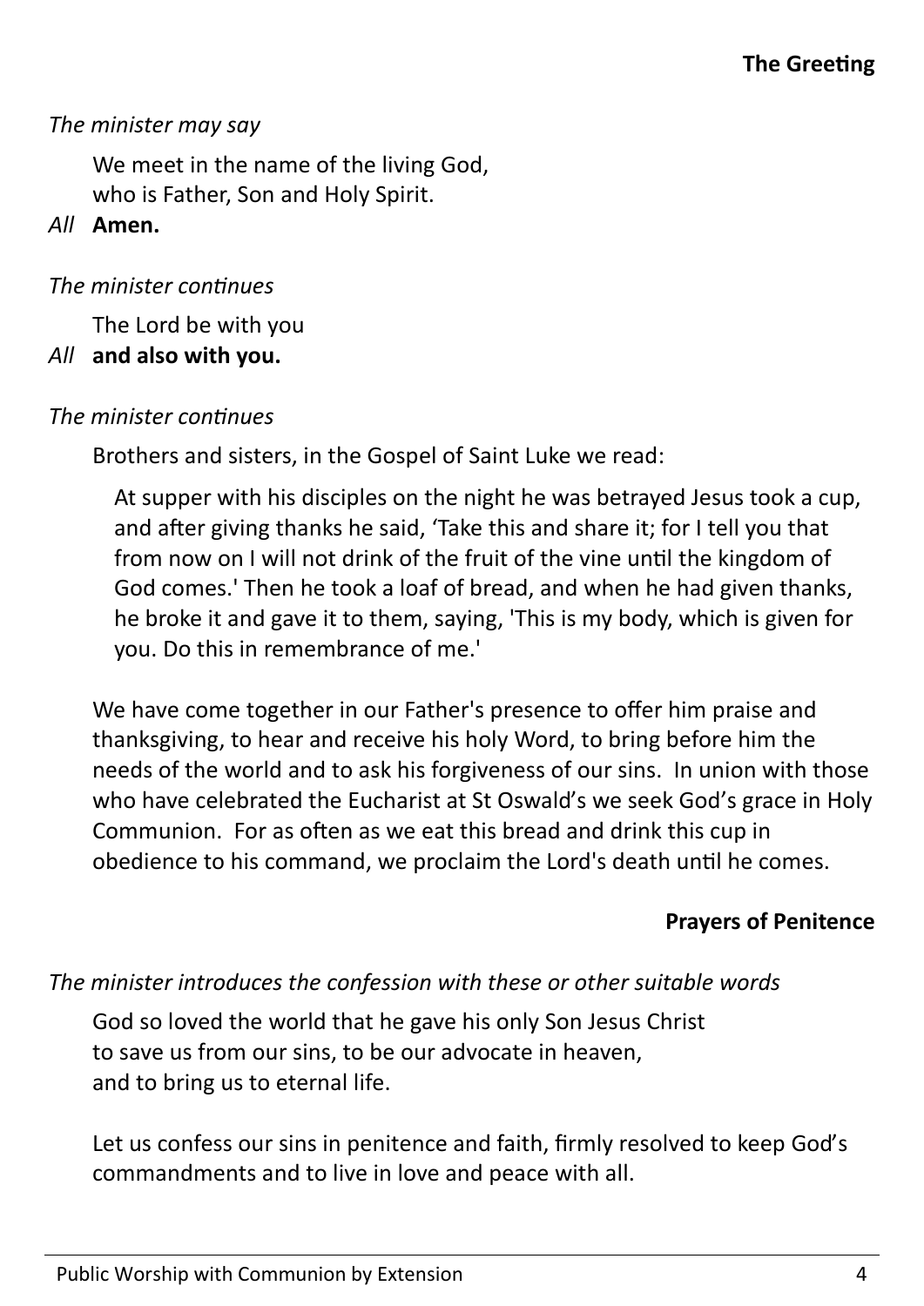## The Greeting

*The minister may say*

We meet in the name of the living God,
who is Father, Son and Holy Spirit.

*All* **Amen.**

*The minister continues*

The Lord be with you

*All* **and also with you.**

*The minister continues*

Brothers and sisters, in the Gospel of Saint Luke we read:

> At supper with his disciples on the night he was betrayed Jesus took a cup, and after giving thanks he said, 'Take this and share it; for I tell you that from now on I will not drink of the fruit of the vine until the kingdom of God comes.' Then he took a loaf of bread, and when he had given thanks, he broke it and gave it to them, saying, 'This is my body, which is given for you. Do this in remembrance of me.'

We have come together in our Father's presence to offer him praise and thanksgiving, to hear and receive his holy Word, to bring before him the needs of the world and to ask his forgiveness of our sins. In union with those who have celebrated the Eucharist at St Oswald's we seek God's grace in Holy Communion. For as often as we eat this bread and drink this cup in obedience to his command, we proclaim the Lord's death until he comes.

## Prayers of Penitence

*The minister introduces the confession with these or other suitable words*

God so loved the world that he gave his only Son Jesus Christ
to save us from our sins, to be our advocate in heaven,
and to bring us to eternal life.

Let us confess our sins in penitence and faith, firmly resolved to keep God's commandments and to live in love and peace with all.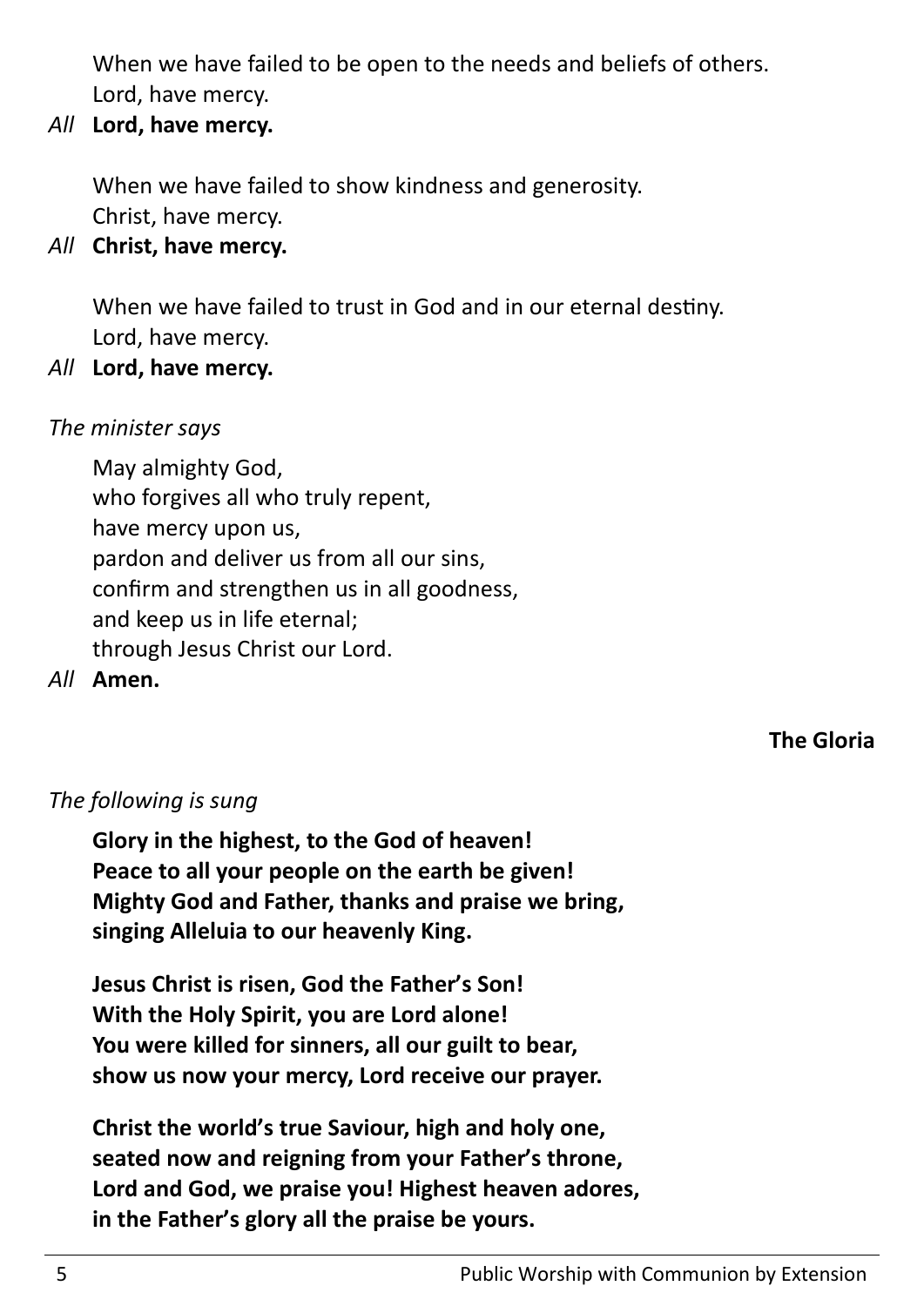When we have failed to be open to the needs and beliefs of others.
Lord, have mercy.

*All* **Lord, have mercy.**

When we have failed to show kindness and generosity.
Christ, have mercy.

*All* **Christ, have mercy.**

When we have failed to trust in God and in our eternal destiny.
Lord, have mercy.

*All* **Lord, have mercy.**

*The minister says*

May almighty God,
who forgives all who truly repent,
have mercy upon us,
pardon and deliver us from all our sins,
confirm and strengthen us in all goodness,
and keep us in life eternal;
through Jesus Christ our Lord.

*All* **Amen.**

## The Gloria

*The following is sung*

**Glory in the highest, to the God of heaven!**
**Peace to all your people on the earth be given!**
**Mighty God and Father, thanks and praise we bring,**
**singing Alleluia to our heavenly King.**

**Jesus Christ is risen, God the Father's Son!**
**With the Holy Spirit, you are Lord alone!**
**You were killed for sinners, all our guilt to bear,**
**show us now your mercy, Lord receive our prayer.**

**Christ the world's true Saviour, high and holy one,**
**seated now and reigning from your Father's throne,**
**Lord and God, we praise you! Highest heaven adores,**
**in the Father's glory all the praise be yours.**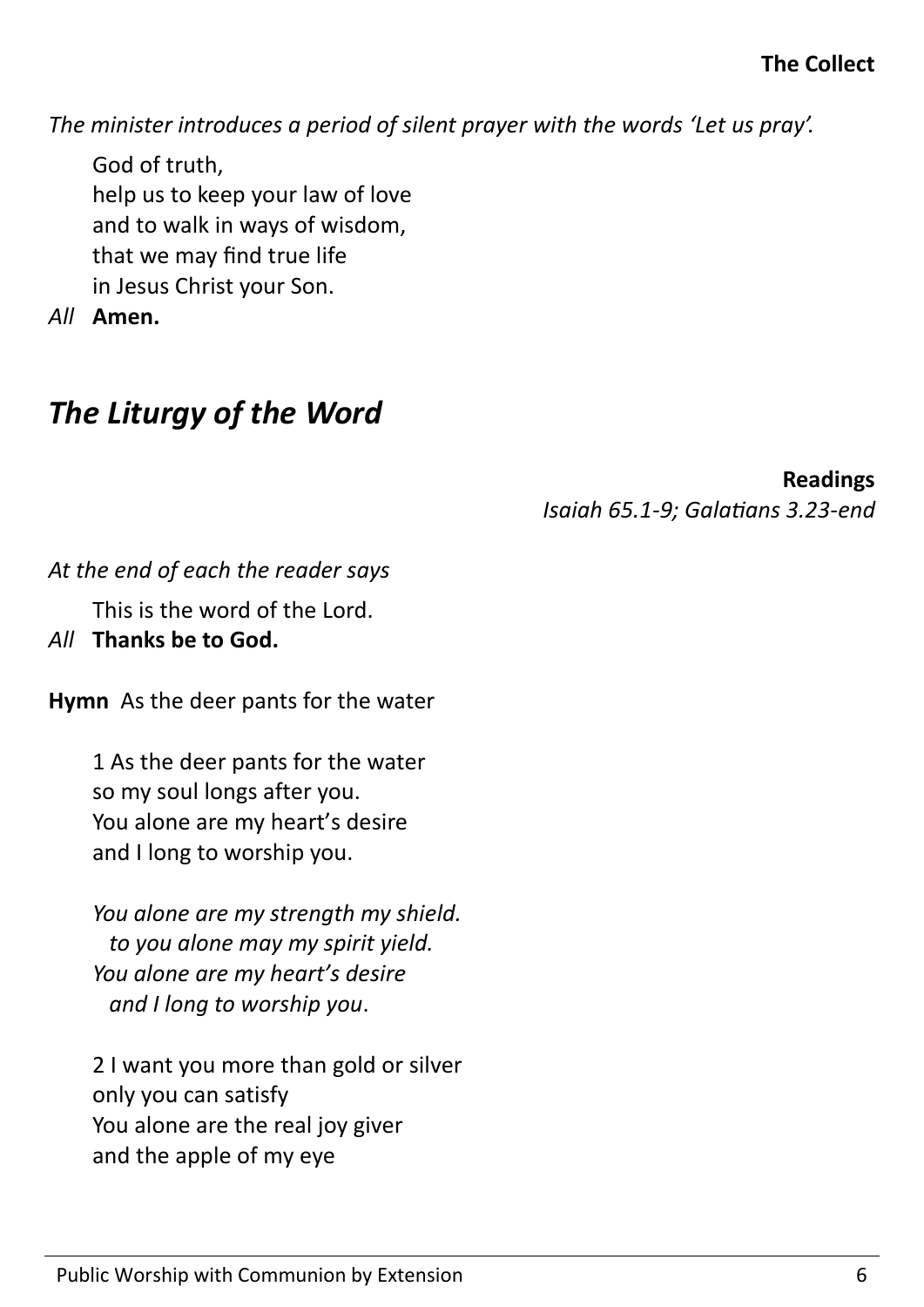**The Collect**

*The minister introduces a period of silent prayer with the words 'Let us pray'.*

God of truth,
help us to keep your law of love
and to walk in ways of wisdom,
that we may find true life
in Jesus Christ your Son.

*All* **Amen.**

## *The Liturgy of the Word*

**Readings**

*Isaiah 65.1-9; Galatians 3.23-end*

*At the end of each the reader says*

This is the word of the Lord.

*All* **Thanks be to God.**

**Hymn** As the deer pants for the water

1 As the deer pants for the water
so my soul longs after you.
You alone are my heart's desire
and I long to worship you.

*You alone are my strength my shield.*
*to you alone may my spirit yield.*
*You alone are my heart's desire*
*and I long to worship you*.

2 I want you more than gold or silver
only you can satisfy
You alone are the real joy giver
and the apple of my eye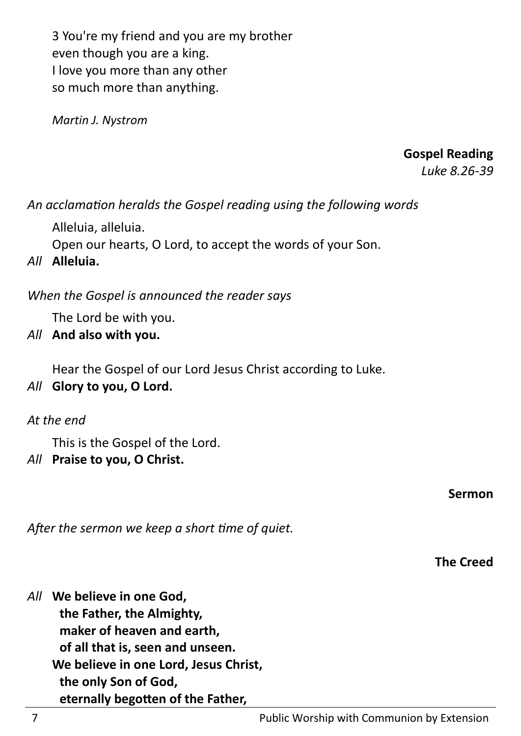3 You're my friend and you are my brother
even though you are a king.
I love you more than any other
so much more than anything.

*Martin J. Nystrom*

## Gospel Reading

*Luke 8.26-39*

*An acclamation heralds the Gospel reading using the following words*

Alleluia, alleluia.
Open our hearts, O Lord, to accept the words of your Son.

*All* **Alleluia.**

*When the Gospel is announced the reader says*

The Lord be with you.

*All* **And also with you.**

Hear the Gospel of our Lord Jesus Christ according to Luke.

*All* **Glory to you, O Lord.**

*At the end*

This is the Gospel of the Lord.

*All* **Praise to you, O Christ.**

## Sermon

*After the sermon we keep a short time of quiet.*

## The Creed

*All* **We believe in one God,**
**the Father, the Almighty,**
**maker of heaven and earth,**
**of all that is, seen and unseen.**
**We believe in one Lord, Jesus Christ,**
**the only Son of God,**
**eternally begotten of the Father,**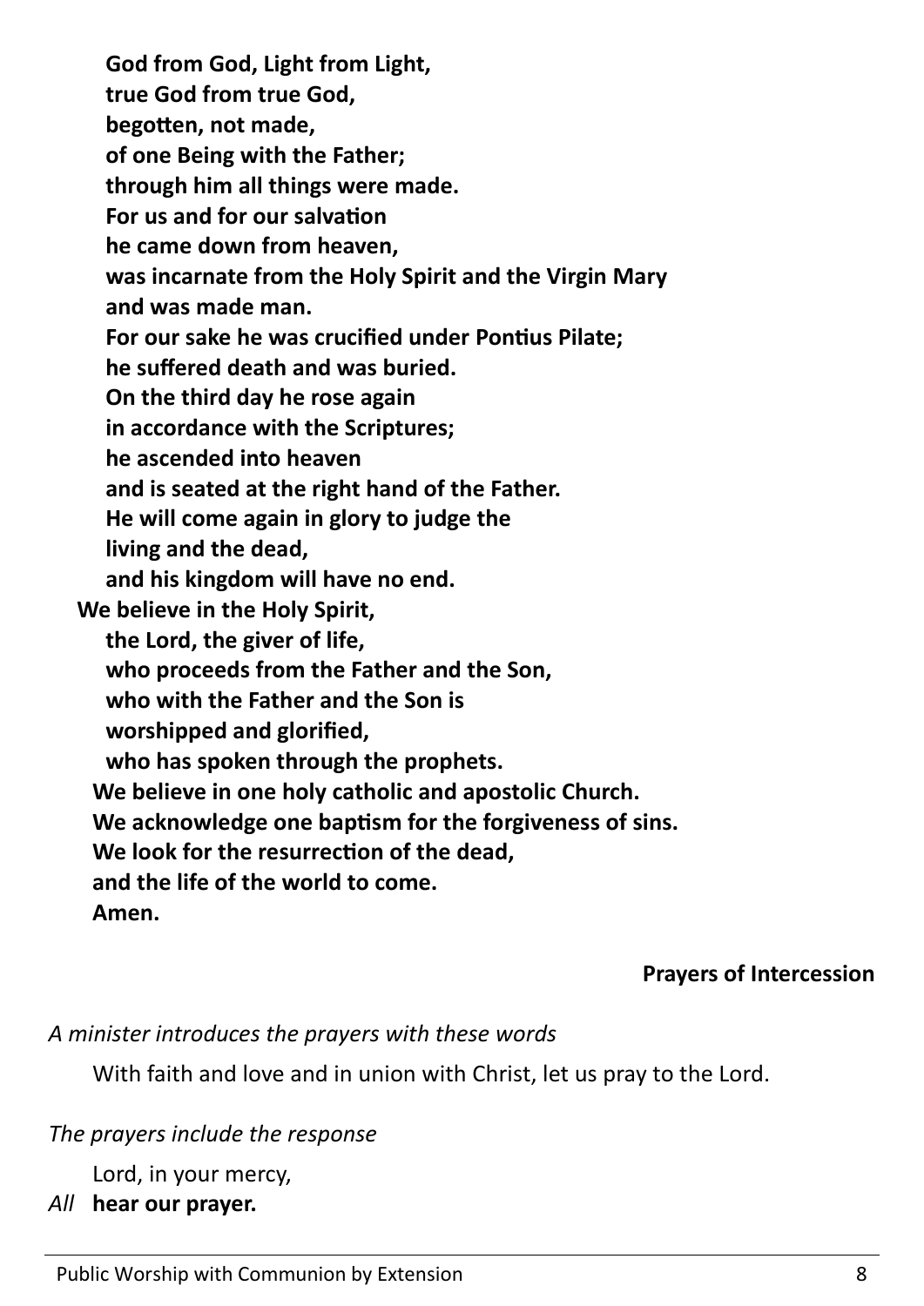**God from God, Light from Light,**
**true God from true God,**
**begotten, not made,**
**of one Being with the Father;**
**through him all things were made.**
**For us and for our salvation**
**he came down from heaven,**
**was incarnate from the Holy Spirit and the Virgin Mary**
**and was made man.**
**For our sake he was crucified under Pontius Pilate;**
**he suffered death and was buried.**
**On the third day he rose again**
**in accordance with the Scriptures;**
**he ascended into heaven**
**and is seated at the right hand of the Father.**
**He will come again in glory to judge the**
**living and the dead,**
**and his kingdom will have no end.**

**We believe in the Holy Spirit,**
**the Lord, the giver of life,**
**who proceeds from the Father and the Son,**
**who with the Father and the Son is**
**worshipped and glorified,**
**who has spoken through the prophets.**
**We believe in one holy catholic and apostolic Church.**
**We acknowledge one baptism for the forgiveness of sins.**
**We look for the resurrection of the dead,**
**and the life of the world to come.**
**Amen.**

### Prayers of Intercession

*A minister introduces the prayers with these words*

With faith and love and in union with Christ, let us pray to the Lord.

*The prayers include the response*

Lord, in your mercy,
*All* **hear our prayer.**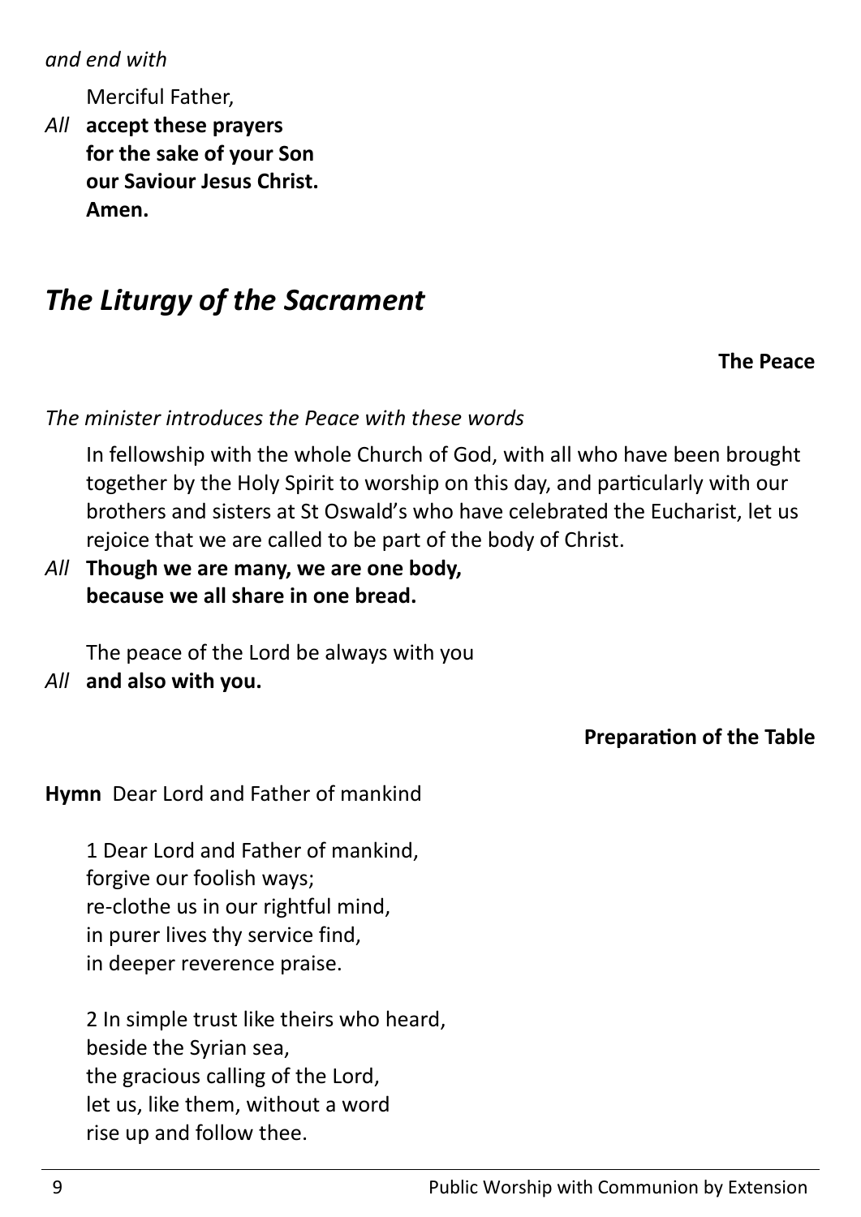*and end with*

Merciful Father,

*All* **accept these prayers**
**for the sake of your Son**
**our Saviour Jesus Christ.**
**Amen.**

## *The Liturgy of the Sacrament*

### The Peace

*The minister introduces the Peace with these words*

In fellowship with the whole Church of God, with all who have been brought together by the Holy Spirit to worship on this day, and particularly with our brothers and sisters at St Oswald's who have celebrated the Eucharist, let us rejoice that we are called to be part of the body of Christ.

*All* **Though we are many, we are one body,**
**because we all share in one bread.**

The peace of the Lord be always with you

*All* **and also with you.**

### Preparation of the Table

**Hymn** Dear Lord and Father of mankind

1 Dear Lord and Father of mankind,
forgive our foolish ways;
re-clothe us in our rightful mind,
in purer lives thy service find,
in deeper reverence praise.

2 In simple trust like theirs who heard,
beside the Syrian sea,
the gracious calling of the Lord,
let us, like them, without a word
rise up and follow thee.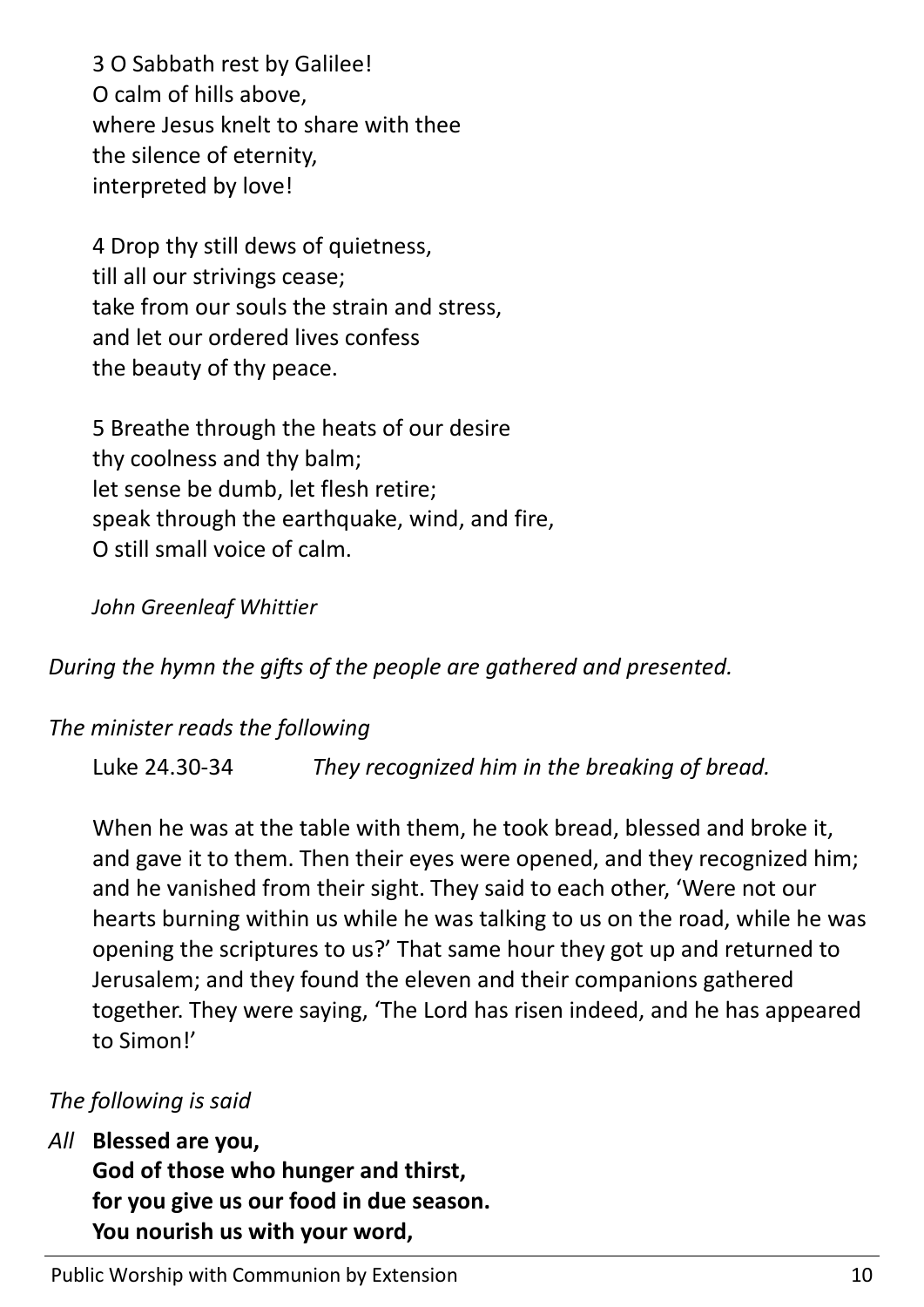3 O Sabbath rest by Galilee!  
O calm of hills above,  
where Jesus knelt to share with thee  
the silence of eternity,  
interpreted by love!

4 Drop thy still dews of quietness,  
till all our strivings cease;  
take from our souls the strain and stress,  
and let our ordered lives confess  
the beauty of thy peace.

5 Breathe through the heats of our desire  
thy coolness and thy balm;  
let sense be dumb, let flesh retire;  
speak through the earthquake, wind, and fire,  
O still small voice of calm.

*John Greenleaf Whittier*

*During the hymn the gifts of the people are gathered and presented.*

*The minister reads the following*

Luke 24.30-34 *They recognized him in the breaking of bread.*

When he was at the table with them, he took bread, blessed and broke it, and gave it to them. Then their eyes were opened, and they recognized him; and he vanished from their sight. They said to each other, 'Were not our hearts burning within us while he was talking to us on the road, while he was opening the scriptures to us?' That same hour they got up and returned to Jerusalem; and they found the eleven and their companions gathered together. They were saying, 'The Lord has risen indeed, and he has appeared to Simon!'

*The following is said*

*All* **Blessed are you,**  
**God of those who hunger and thirst,**  
**for you give us our food in due season.**  
**You nourish us with your word,**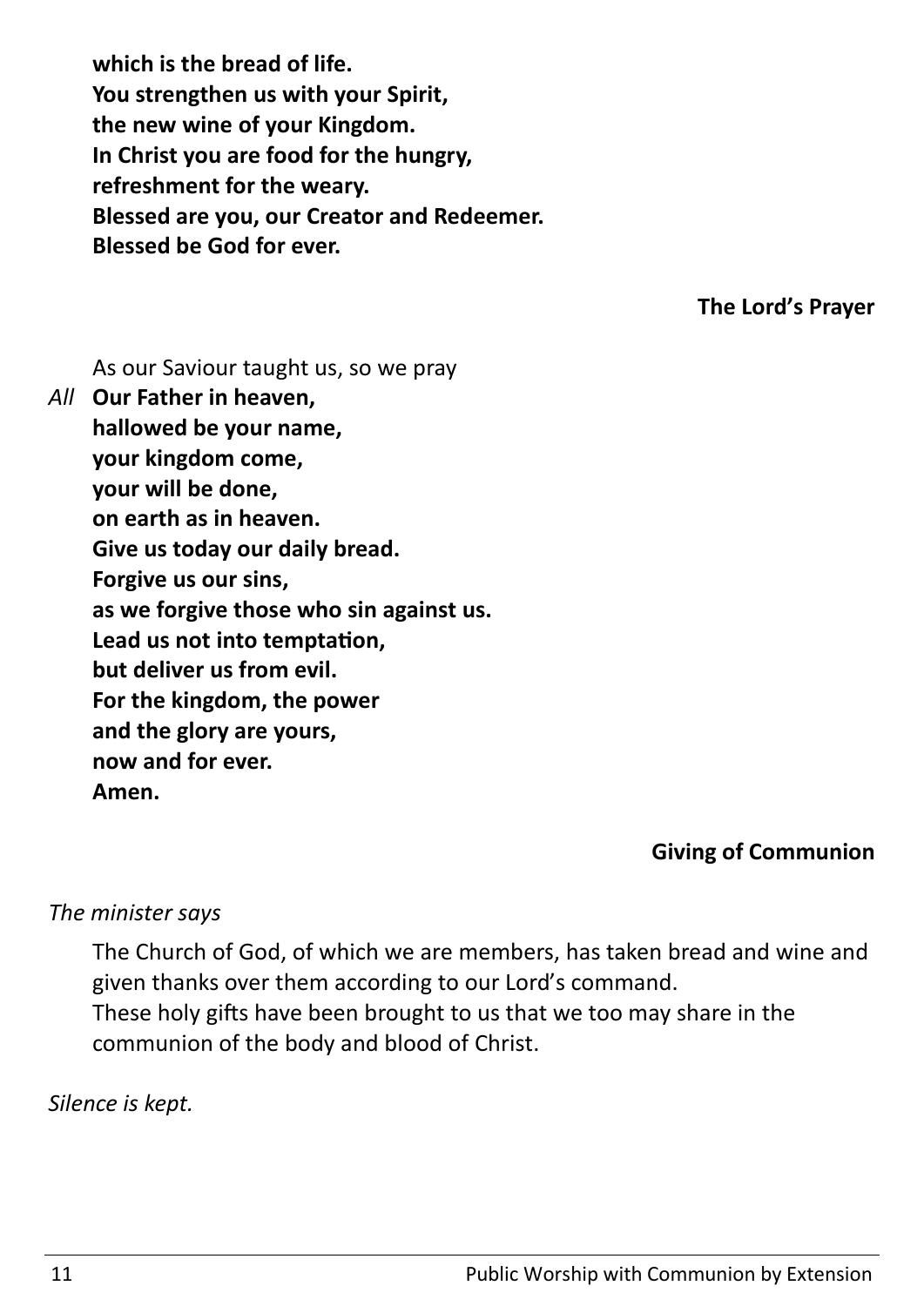**which is the bread of life.**
**You strengthen us with your Spirit,**
**the new wine of your Kingdom.**
**In Christ you are food for the hungry,**
**refreshment for the weary.**
**Blessed are you, our Creator and Redeemer.**
**Blessed be God for ever.**

### The Lord's Prayer

As our Saviour taught us, so we pray

*All* **Our Father in heaven,**
**hallowed be your name,**
**your kingdom come,**
**your will be done,**
**on earth as in heaven.**
**Give us today our daily bread.**
**Forgive us our sins,**
**as we forgive those who sin against us.**
**Lead us not into temptation,**
**but deliver us from evil.**
**For the kingdom, the power**
**and the glory are yours,**
**now and for ever.**
**Amen.**

### Giving of Communion

*The minister says*

The Church of God, of which we are members, has taken bread and wine and given thanks over them according to our Lord's command.
These holy gifts have been brought to us that we too may share in the communion of the body and blood of Christ.

*Silence is kept.*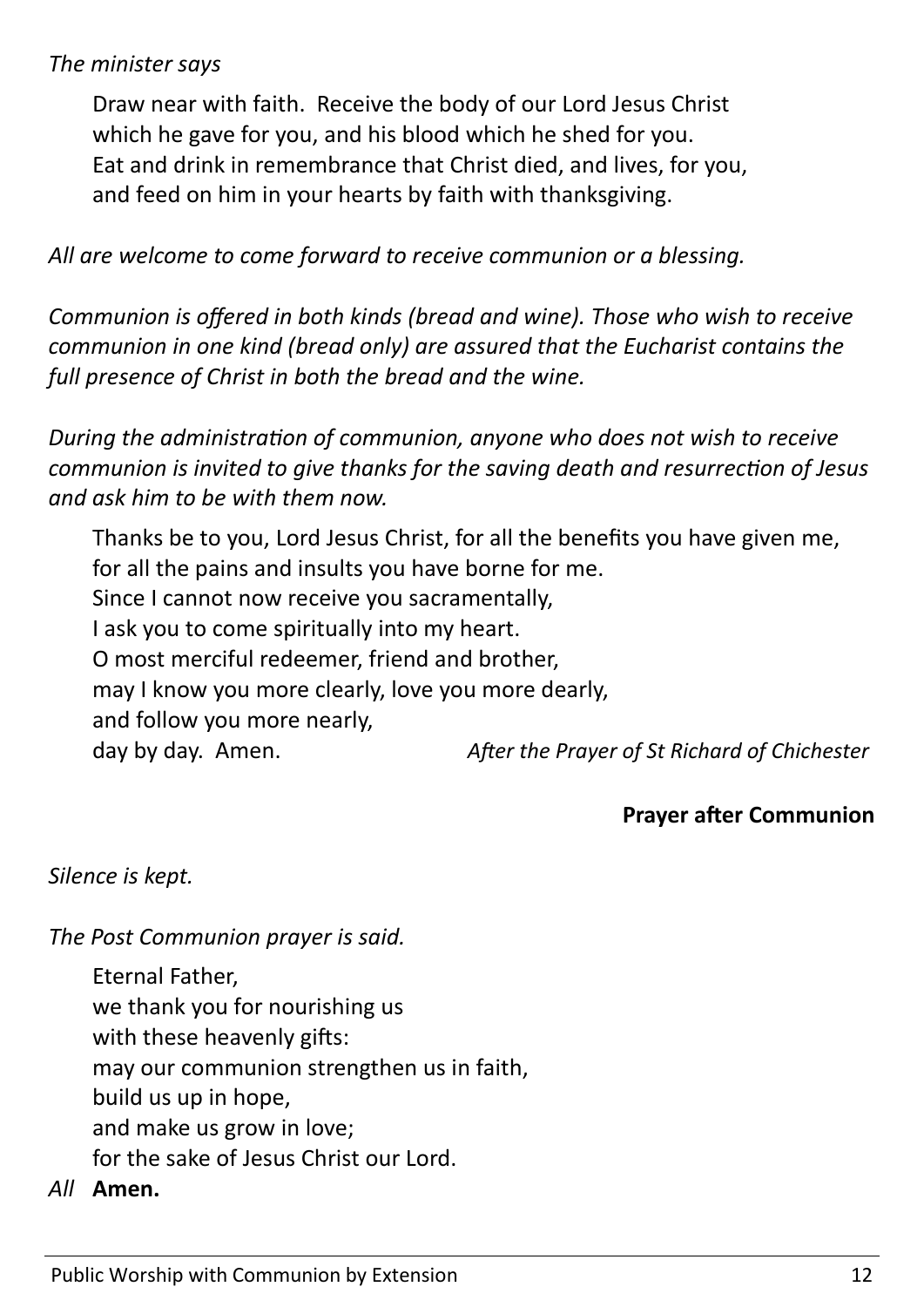*The minister says*

Draw near with faith. Receive the body of our Lord Jesus Christ
which he gave for you, and his blood which he shed for you.
Eat and drink in remembrance that Christ died, and lives, for you,
and feed on him in your hearts by faith with thanksgiving.

*All are welcome to come forward to receive communion or a blessing.*

*Communion is offered in both kinds (bread and wine). Those who wish to receive communion in one kind (bread only) are assured that the Eucharist contains the full presence of Christ in both the bread and the wine.*

*During the administration of communion, anyone who does not wish to receive communion is invited to give thanks for the saving death and resurrection of Jesus and ask him to be with them now.*

Thanks be to you, Lord Jesus Christ, for all the benefits you have given me,
for all the pains and insults you have borne for me.
Since I cannot now receive you sacramentally,
I ask you to come spiritually into my heart.
O most merciful redeemer, friend and brother,
may I know you more clearly, love you more dearly,
and follow you more nearly,
day by day. Amen. *After the Prayer of St Richard of Chichester*

**Prayer after Communion**

*Silence is kept.*

*The Post Communion prayer is said.*

Eternal Father,
we thank you for nourishing us
with these heavenly gifts:
may our communion strengthen us in faith,
build us up in hope,
and make us grow in love;
for the sake of Jesus Christ our Lord.

*All* **Amen.**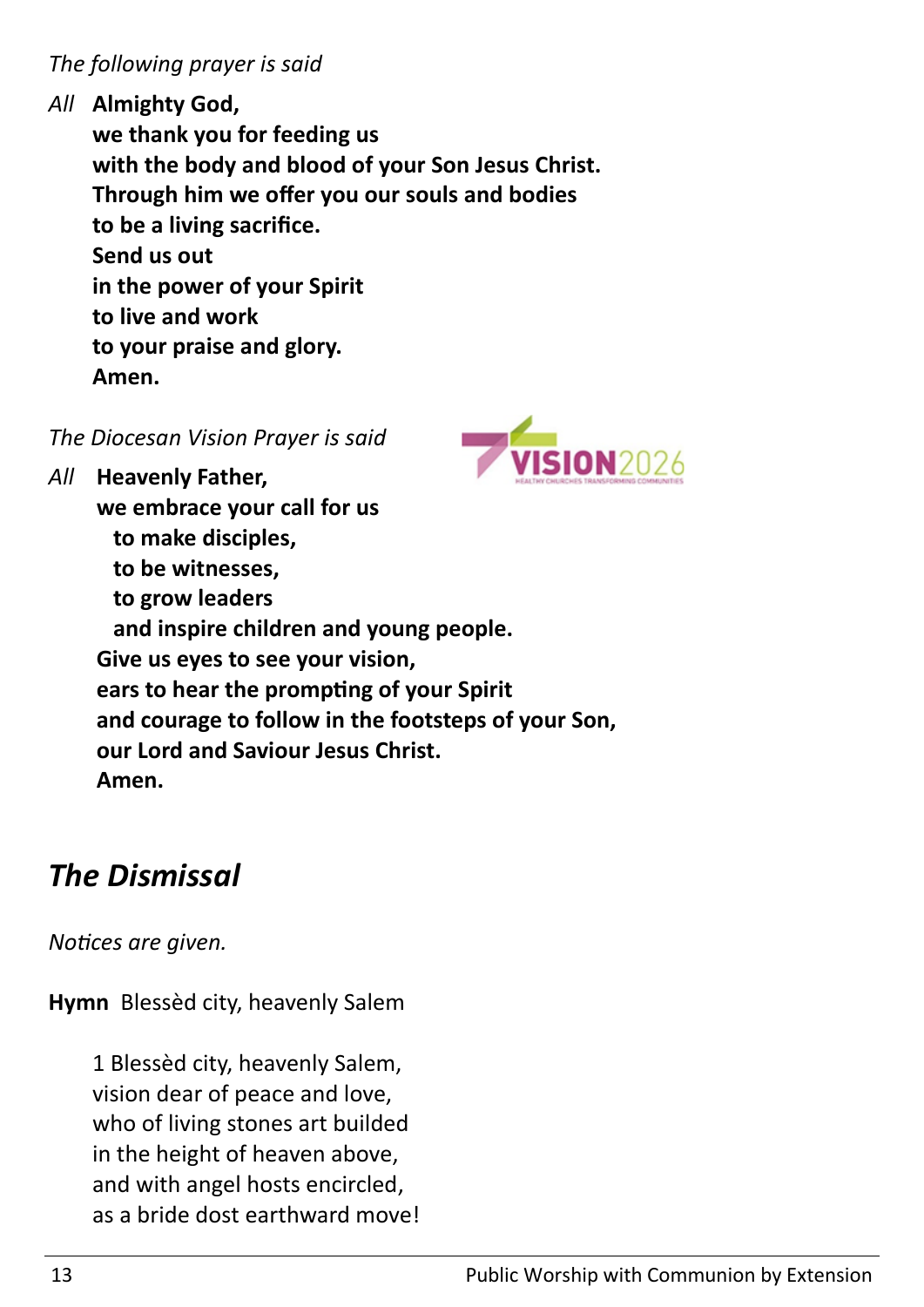*The following prayer is said*

*All* **Almighty God,**
**we thank you for feeding us**
**with the body and blood of your Son Jesus Christ.**
**Through him we offer you our souls and bodies**
**to be a living sacrifice.**
**Send us out**
**in the power of your Spirit**
**to live and work**
**to your praise and glory.**
**Amen.**

*The Diocesan Vision Prayer is said*

VISION2026
HEALTHY CHURCHES TRANSFORMING COMMUNITIES

*All* **Heavenly Father,**
**we embrace your call for us**
**to make disciples,**
**to be witnesses,**
**to grow leaders**
**and inspire children and young people.**
**Give us eyes to see your vision,**
**ears to hear the prompting of your Spirit**
**and courage to follow in the footsteps of your Son,**
**our Lord and Saviour Jesus Christ.**
**Amen.**

## *The Dismissal*

*Notices are given.*

**Hymn** Blessèd city, heavenly Salem

1 Blessèd city, heavenly Salem,
vision dear of peace and love,
who of living stones art builded
in the height of heaven above,
and with angel hosts encircled,
as a bride dost earthward move!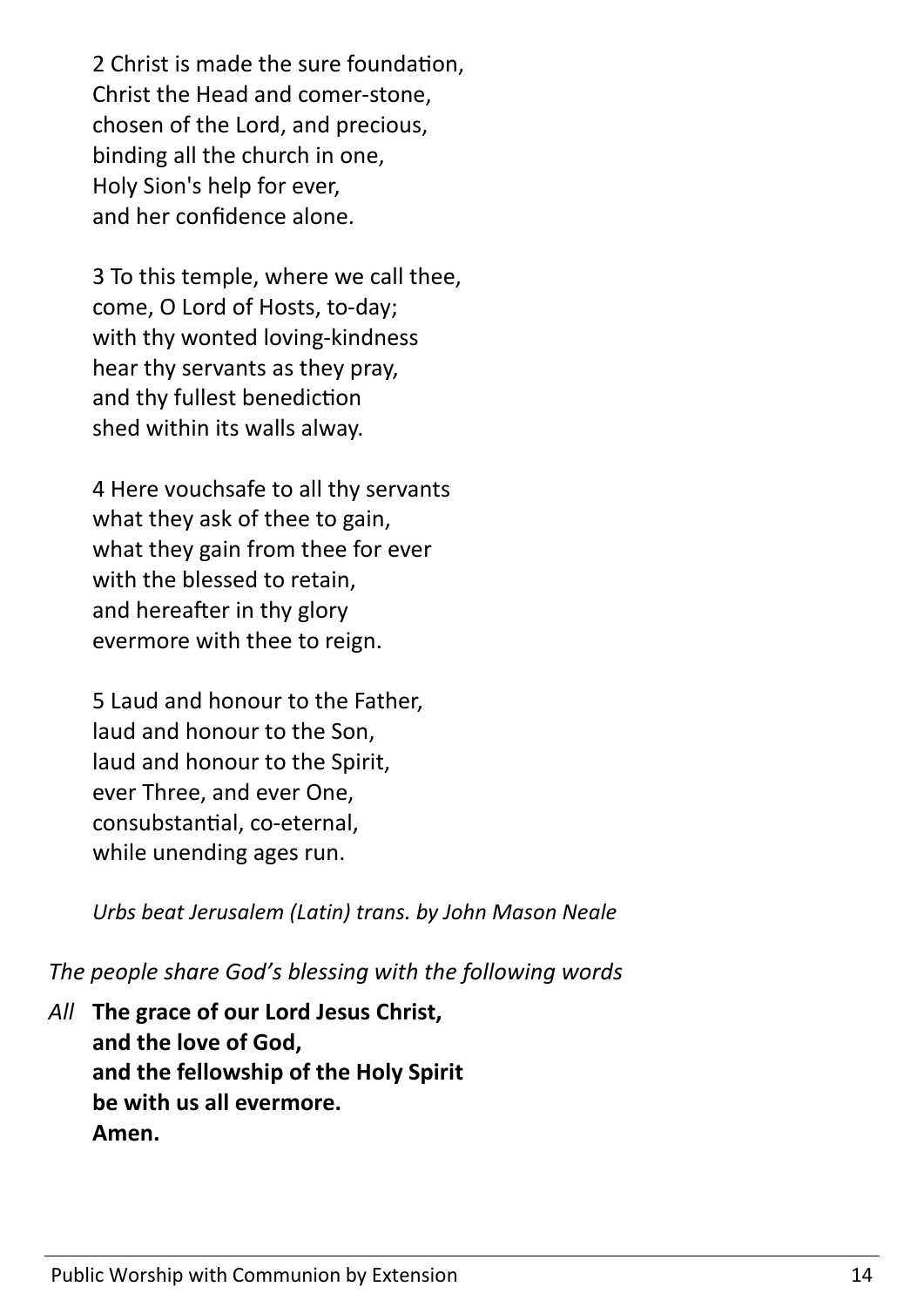2 Christ is made the sure foundation,  
Christ the Head and comer-stone,  
chosen of the Lord, and precious,  
binding all the church in one,  
Holy Sion's help for ever,  
and her confidence alone.

3 To this temple, where we call thee,  
come, O Lord of Hosts, to-day;  
with thy wonted loving-kindness  
hear thy servants as they pray,  
and thy fullest benediction  
shed within its walls alway.

4 Here vouchsafe to all thy servants  
what they ask of thee to gain,  
what they gain from thee for ever  
with the blessed to retain,  
and hereafter in thy glory  
evermore with thee to reign.

5 Laud and honour to the Father,  
laud and honour to the Son,  
laud and honour to the Spirit,  
ever Three, and ever One,  
consubstantial, co-eternal,  
while unending ages run.

*Urbs beat Jerusalem (Latin) trans. by John Mason Neale*

*The people share God's blessing with the following words*

*All* **The grace of our Lord Jesus Christ,**  
**and the love of God,**  
**and the fellowship of the Holy Spirit**  
**be with us all evermore.**  
**Amen.**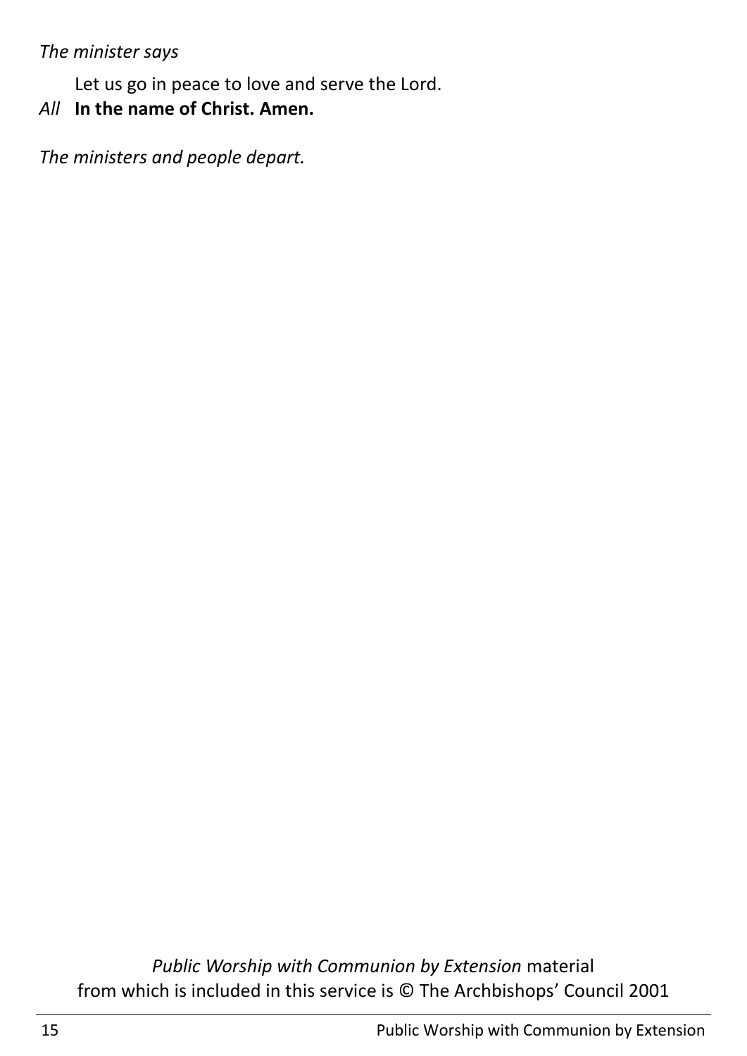*The minister says*

Let us go in peace to love and serve the Lord.

*All* **In the name of Christ. Amen.**

*The ministers and people depart.*

*Public Worship with Communion by Extension* material from which is included in this service is © The Archbishops' Council 2001